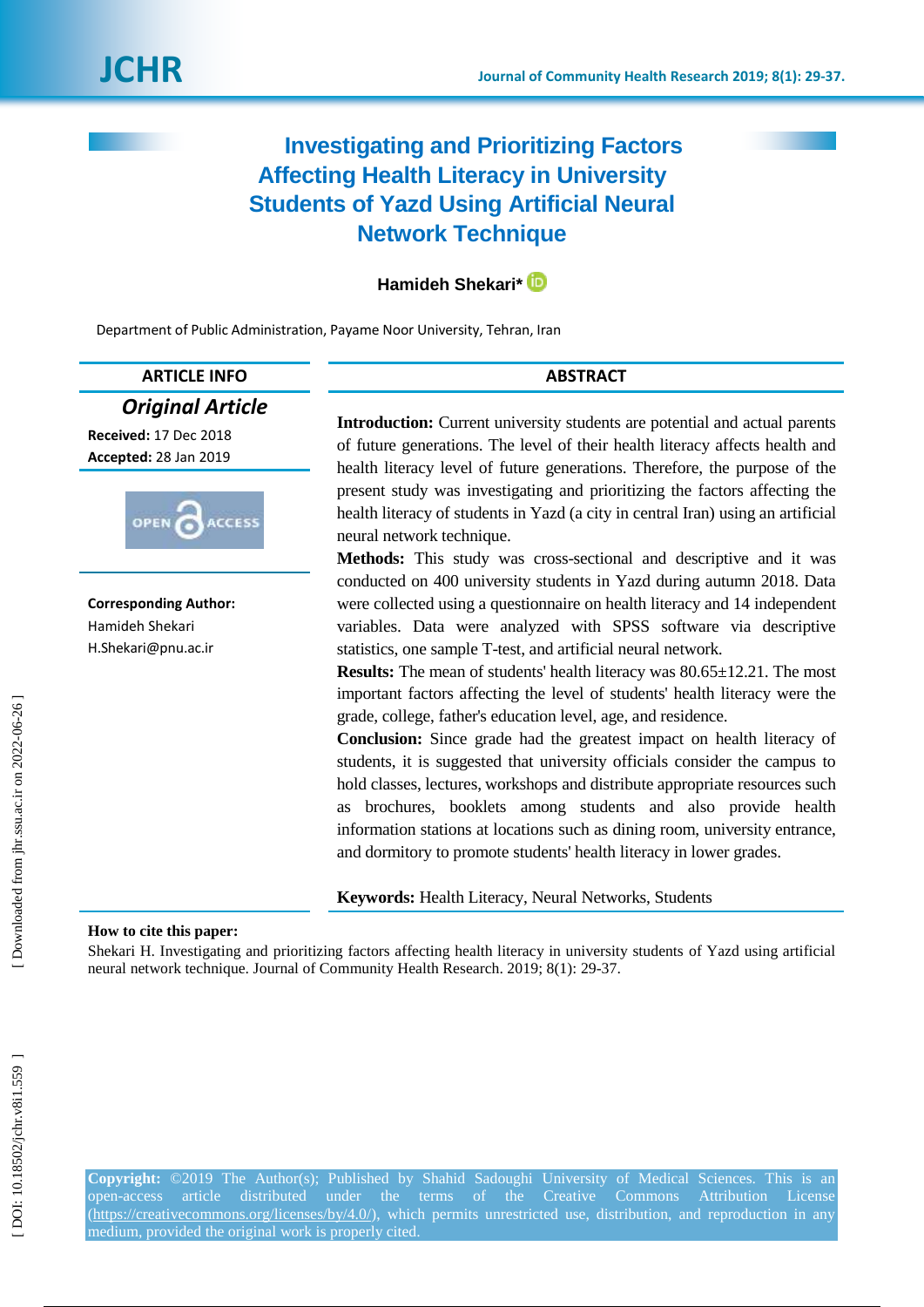# Investigating and Prioritizing Factors Affecting Health Literacy in University Students of Yazd Using Artificial Neural Network Technique

**Hamideh Shekari***

Department of Public Administration, Payame Noor University, Tehran, Iran

## ARTICLE INFO

***Original Article***

**Received:** 17 Dec 2018
**Accepted:** 28 Jan 2019

**Corresponding Author:**
Hamideh Shekari
H.Shekari@pnu.ac.ir

## ABSTRACT

**Introduction:** Current university students are potential and actual parents of future generations. The level of their health literacy affects health and health literacy level of future generations. Therefore, the purpose of the present study was investigating and prioritizing the factors affecting the health literacy of students in Yazd (a city in central Iran) using an artificial neural network technique.

**Methods:** This study was cross-sectional and descriptive and it was conducted on 400 university students in Yazd during autumn 2018. Data were collected using a questionnaire on health literacy and 14 independent variables. Data were analyzed with SPSS software via descriptive statistics, one sample T-test, and artificial neural network.

**Results:** The mean of students' health literacy was 80.65±12.21. The most important factors affecting the level of students' health literacy were the grade, college, father's education level, age, and residence.

**Conclusion:** Since grade had the greatest impact on health literacy of students, it is suggested that university officials consider the campus to hold classes, lectures, workshops and distribute appropriate resources such as brochures, booklets among students and also provide health information stations at locations such as dining room, university entrance, and dormitory to promote students' health literacy in lower grades.

**Keywords:** Health Literacy, Neural Networks, Students

**How to cite this paper:**
Shekari H. Investigating and prioritizing factors affecting health literacy in university students of Yazd using artificial neural network technique. Journal of Community Health Research. 2019; 8(1): 29-37.

**Copyright:** ©2019 The Author(s); Published by Shahid Sadoughi University of Medical Sciences. This is an open-access article distributed under the terms of the Creative Commons Attribution License (https://creativecommons.org/licenses/by/4.0/), which permits unrestricted use, distribution, and reproduction in any medium, provided the original work is properly cited.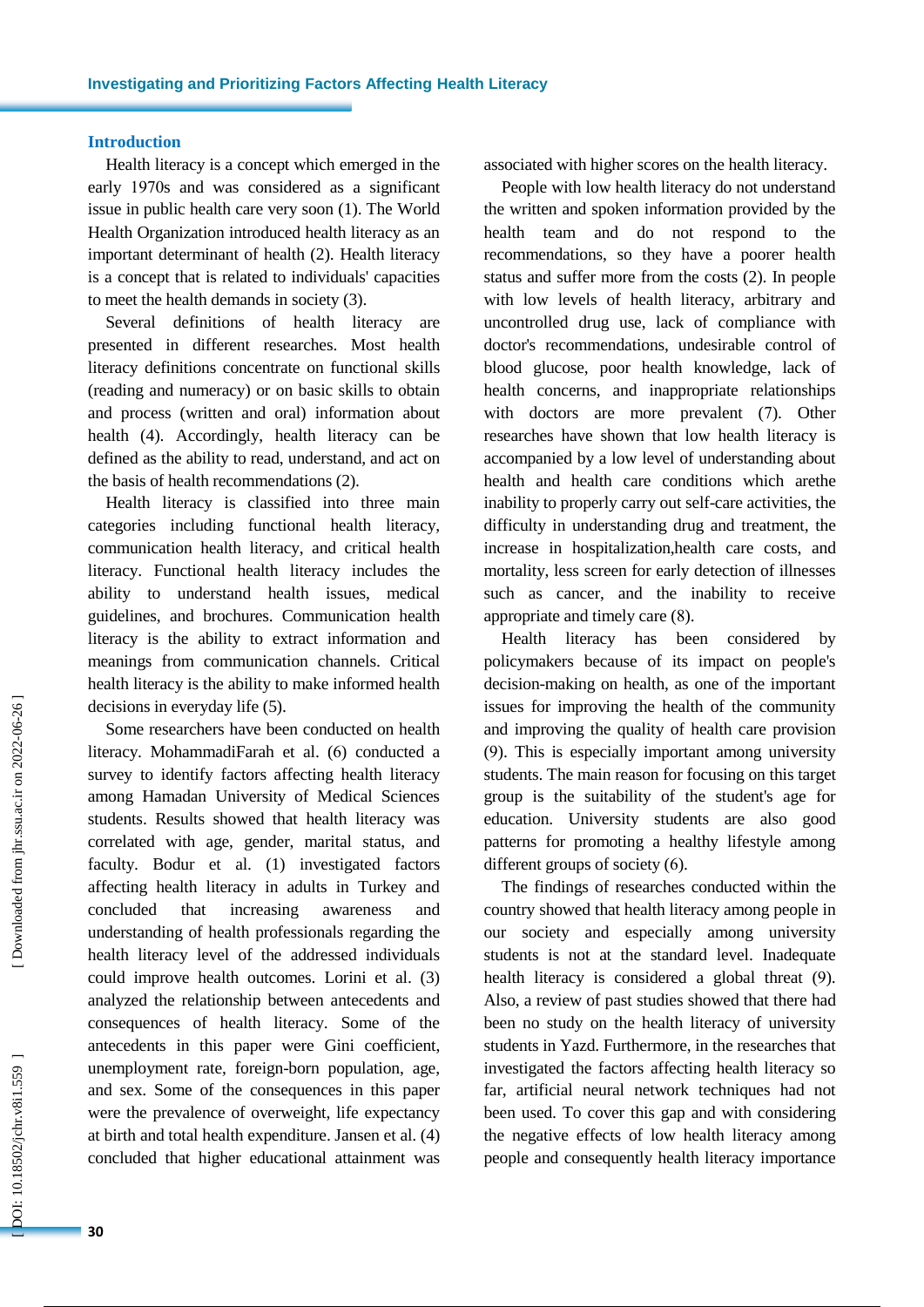## Introduction

Health literacy is a concept which emerged in the early 1970s and was considered as a significant issue in public health care very soon (1). The World Health Organization introduced health literacy as an important determinant of health (2). Health literacy is a concept that is related to individuals' capacities to meet the health demands in society (3).

Several definitions of health literacy are presented in different researches. Most health literacy definitions concentrate on functional skills (reading and numeracy) or on basic skills to obtain and process (written and oral) information about health (4). Accordingly, health literacy can be defined as the ability to read, understand, and act on the basis of health recommendations (2).

Health literacy is classified into three main categories including functional health literacy, communication health literacy, and critical health literacy. Functional health literacy includes the ability to understand health issues, medical guidelines, and brochures. Communication health literacy is the ability to extract information and meanings from communication channels. Critical health literacy is the ability to make informed health decisions in everyday life (5).

Some researchers have been conducted on health literacy. MohammadiFarah et al. (6) conducted a survey to identify factors affecting health literacy among Hamadan University of Medical Sciences students. Results showed that health literacy was correlated with age, gender, marital status, and faculty. Bodur et al. (1) investigated factors affecting health literacy in adults in Turkey and concluded that increasing awareness and understanding of health professionals regarding the health literacy level of the addressed individuals could improve health outcomes. Lorini et al. (3) analyzed the relationship between antecedents and consequences of health literacy. Some of the antecedents in this paper were Gini coefficient, unemployment rate, foreign-born population, age, and sex. Some of the consequences in this paper were the prevalence of overweight, life expectancy at birth and total health expenditure. Jansen et al. (4) concluded that higher educational attainment was associated with higher scores on the health literacy.

People with low health literacy do not understand the written and spoken information provided by the health team and do not respond to the recommendations, so they have a poorer health status and suffer more from the costs (2). In people with low levels of health literacy, arbitrary and uncontrolled drug use, lack of compliance with doctor's recommendations, undesirable control of blood glucose, poor health knowledge, lack of health concerns, and inappropriate relationships with doctors are more prevalent (7). Other researches have shown that low health literacy is accompanied by a low level of understanding about health and health care conditions which arethe inability to properly carry out self-care activities, the difficulty in understanding drug and treatment, the increase in hospitalization,health care costs, and mortality, less screen for early detection of illnesses such as cancer, and the inability to receive appropriate and timely care (8).

Health literacy has been considered by policymakers because of its impact on people's decision-making on health, as one of the important issues for improving the health of the community and improving the quality of health care provision (9). This is especially important among university students. The main reason for focusing on this target group is the suitability of the student's age for education. University students are also good patterns for promoting a healthy lifestyle among different groups of society (6).

The findings of researches conducted within the country showed that health literacy among people in our society and especially among university students is not at the standard level. Inadequate health literacy is considered a global threat (9). Also, a review of past studies showed that there had been no study on the health literacy of university students in Yazd. Furthermore, in the researches that investigated the factors affecting health literacy so far, artificial neural network techniques had not been used. To cover this gap and with considering the negative effects of low health literacy among people and consequently health literacy importance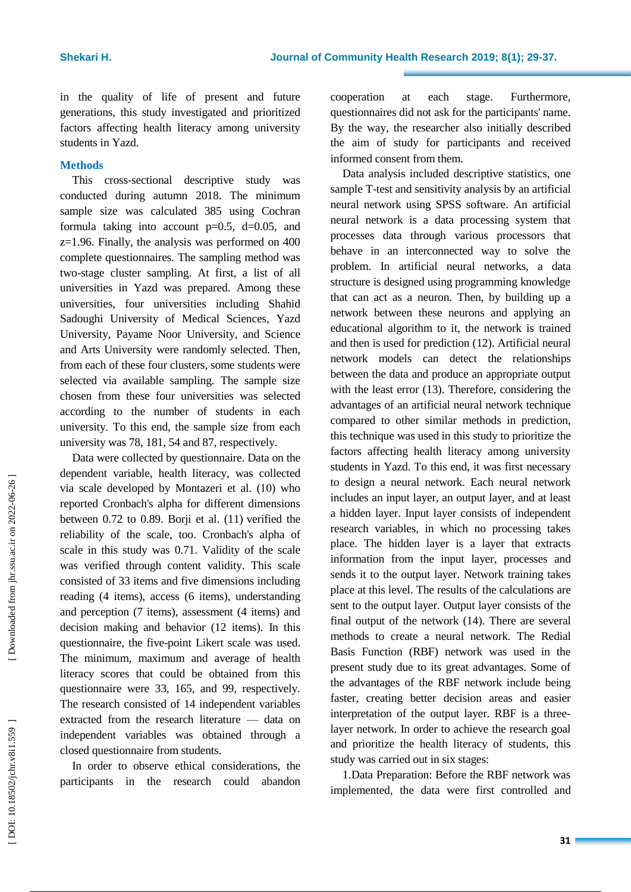in the quality of life of present and future generations, this study investigated and prioritized factors affecting health literacy among university students in Yazd.

## Methods

This cross-sectional descriptive study was conducted during autumn 2018. The minimum sample size was calculated 385 using Cochran formula taking into account p=0.5, d=0.05, and z=1.96. Finally, the analysis was performed on 400 complete questionnaires. The sampling method was two-stage cluster sampling. At first, a list of all universities in Yazd was prepared. Among these universities, four universities including Shahid Sadoughi University of Medical Sciences, Yazd University, Payame Noor University, and Science and Arts University were randomly selected. Then, from each of these four clusters, some students were selected via available sampling. The sample size chosen from these four universities was selected according to the number of students in each university. To this end, the sample size from each university was 78, 181, 54 and 87, respectively.

Data were collected by questionnaire. Data on the dependent variable, health literacy, was collected via scale developed by Montazeri et al. (10) who reported Cronbach's alpha for different dimensions between 0.72 to 0.89. Borji et al. (11) verified the reliability of the scale, too. Cronbach's alpha of scale in this study was 0.71. Validity of the scale was verified through content validity. This scale consisted of 33 items and five dimensions including reading (4 items), access (6 items), understanding and perception (7 items), assessment (4 items) and decision making and behavior (12 items). In this questionnaire, the five-point Likert scale was used. The minimum, maximum and average of health literacy scores that could be obtained from this questionnaire were 33, 165, and 99, respectively. The research consisted of 14 independent variables extracted from the research literature — data on independent variables was obtained through a closed questionnaire from students.

In order to observe ethical considerations, the participants in the research could abandon cooperation at each stage. Furthermore, questionnaires did not ask for the participants' name. By the way, the researcher also initially described the aim of study for participants and received informed consent from them.

Data analysis included descriptive statistics, one sample T-test and sensitivity analysis by an artificial neural network using SPSS software. An artificial neural network is a data processing system that processes data through various processors that behave in an interconnected way to solve the problem. In artificial neural networks, a data structure is designed using programming knowledge that can act as a neuron. Then, by building up a network between these neurons and applying an educational algorithm to it, the network is trained and then is used for prediction (12). Artificial neural network models can detect the relationships between the data and produce an appropriate output with the least error (13). Therefore, considering the advantages of an artificial neural network technique compared to other similar methods in prediction, this technique was used in this study to prioritize the factors affecting health literacy among university students in Yazd. To this end, it was first necessary to design a neural network. Each neural network includes an input layer, an output layer, and at least a hidden layer. Input layer consists of independent research variables, in which no processing takes place. The hidden layer is a layer that extracts information from the input layer, processes and sends it to the output layer. Network training takes place at this level. The results of the calculations are sent to the output layer. Output layer consists of the final output of the network (14). There are several methods to create a neural network. The Redial Basis Function (RBF) network was used in the present study due to its great advantages. Some of the advantages of the RBF network include being faster, creating better decision areas and easier interpretation of the output layer. RBF is a three-layer network. In order to achieve the research goal and prioritize the health literacy of students, this study was carried out in six stages:

1.Data Preparation: Before the RBF network was implemented, the data were first controlled and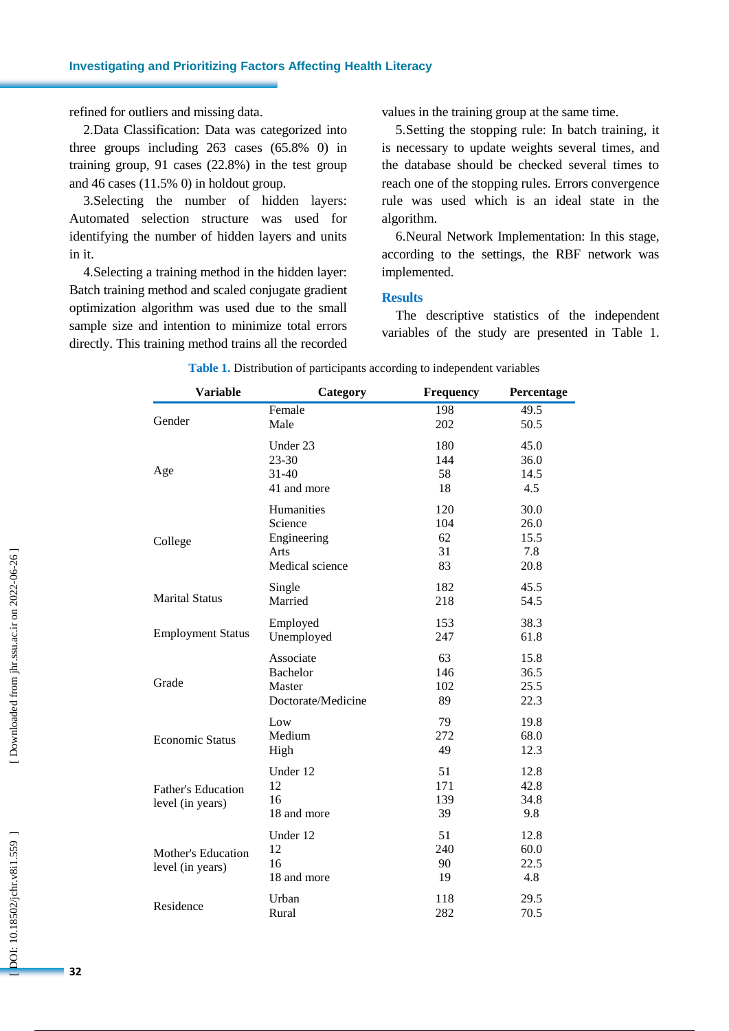refined for outliers and missing data.

2.Data Classification: Data was categorized into three groups including 263 cases (65.8% 0) in training group, 91 cases (22.8%) in the test group and 46 cases (11.5% 0) in holdout group.

3.Selecting the number of hidden layers: Automated selection structure was used for identifying the number of hidden layers and units in it.

4.Selecting a training method in the hidden layer: Batch training method and scaled conjugate gradient optimization algorithm was used due to the small sample size and intention to minimize total errors directly. This training method trains all the recorded values in the training group at the same time.

5.Setting the stopping rule: In batch training, it is necessary to update weights several times, and the database should be checked several times to reach one of the stopping rules. Errors convergence rule was used which is an ideal state in the algorithm.

6.Neural Network Implementation: In this stage, according to the settings, the RBF network was implemented.

## Results

The descriptive statistics of the independent variables of the study are presented in Table 1.

**Table 1.** Distribution of participants according to independent variables

| Variable | Category | Frequency | Percentage |
|---|---|---|---|
| Gender | Female | 198 | 49.5 |
| | Male | 202 | 50.5 |
| Age | Under 23 | 180 | 45.0 |
| | 23-30 | 144 | 36.0 |
| | 31-40 | 58 | 14.5 |
| | 41 and more | 18 | 4.5 |
| College | Humanities | 120 | 30.0 |
| | Science | 104 | 26.0 |
| | Engineering | 62 | 15.5 |
| | Arts | 31 | 7.8 |
| | Medical science | 83 | 20.8 |
| Marital Status | Single | 182 | 45.5 |
| | Married | 218 | 54.5 |
| Employment Status | Employed | 153 | 38.3 |
| | Unemployed | 247 | 61.8 |
| Grade | Associate | 63 | 15.8 |
| | Bachelor | 146 | 36.5 |
| | Master | 102 | 25.5 |
| | Doctorate/Medicine | 89 | 22.3 |
| Economic Status | Low | 79 | 19.8 |
| | Medium | 272 | 68.0 |
| | High | 49 | 12.3 |
| Father's Education level (in years) | Under 12 | 51 | 12.8 |
| | 12 | 171 | 42.8 |
| | 16 | 139 | 34.8 |
| | 18 and more | 39 | 9.8 |
| Mother's Education level (in years) | Under 12 | 51 | 12.8 |
| | 12 | 240 | 60.0 |
| | 16 | 90 | 22.5 |
| | 18 and more | 19 | 4.8 |
| Residence | Urban | 118 | 29.5 |
| | Rural | 282 | 70.5 |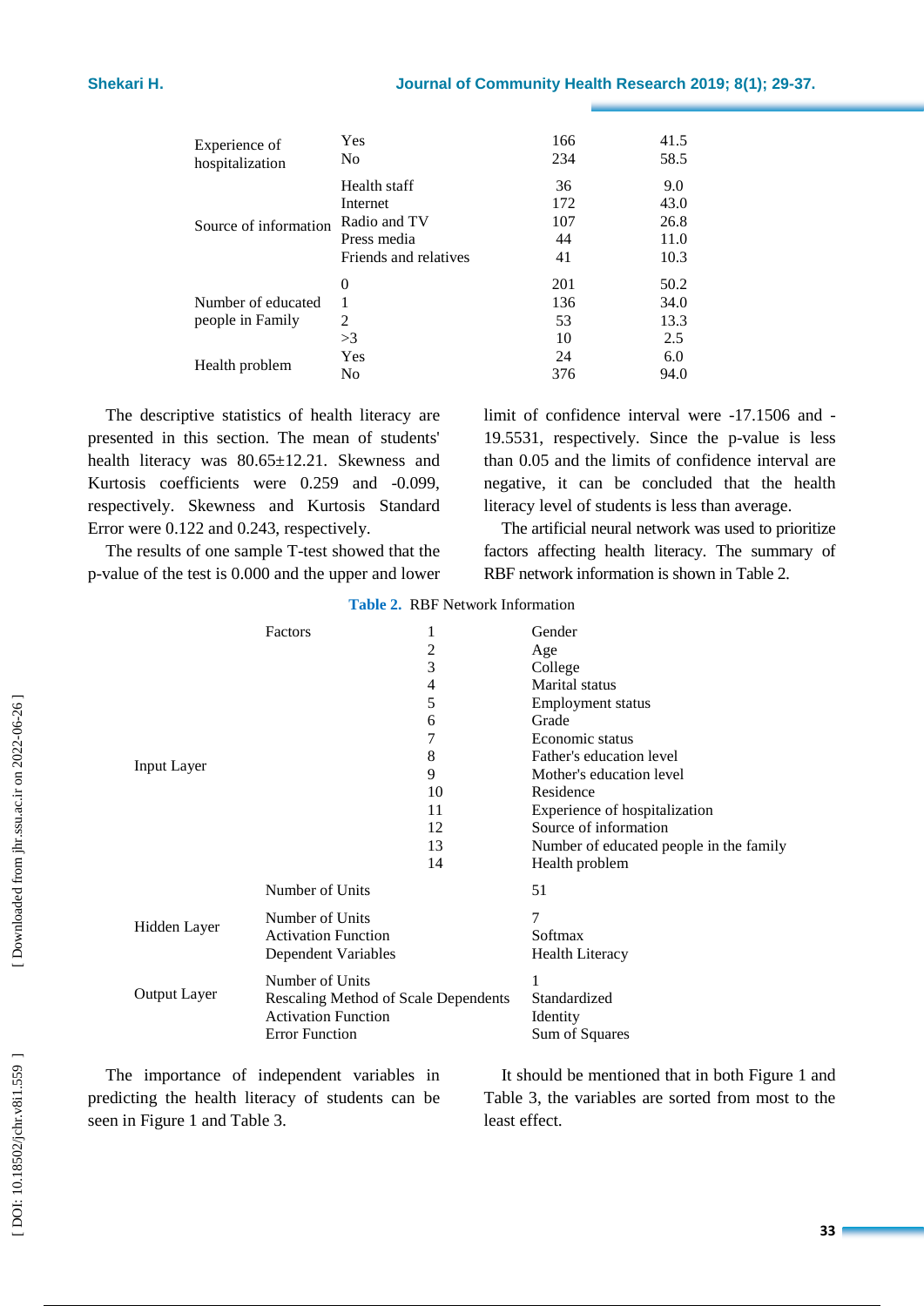| | | | |
|---|---|---|---|
| Experience of hospitalization | Yes | 166 | 41.5 |
| | No | 234 | 58.5 |
| Source of information | Health staff | 36 | 9.0 |
| | Internet | 172 | 43.0 |
| | Radio and TV | 107 | 26.8 |
| | Press media | 44 | 11.0 |
| | Friends and relatives | 41 | 10.3 |
| Number of educated people in Family | 0 | 201 | 50.2 |
| | 1 | 136 | 34.0 |
| | 2 | 53 | 13.3 |
| | >3 | 10 | 2.5 |
| Health problem | Yes | 24 | 6.0 |
| | No | 376 | 94.0 |

The descriptive statistics of health literacy are presented in this section. The mean of students' health literacy was 80.65±12.21. Skewness and Kurtosis coefficients were 0.259 and -0.099, respectively. Skewness and Kurtosis Standard Error were 0.122 and 0.243, respectively.

The results of one sample T-test showed that the p-value of the test is 0.000 and the upper and lower limit of confidence interval were -17.1506 and -19.5531, respectively. Since the p-value is less than 0.05 and the limits of confidence interval are negative, it can be concluded that the health literacy level of students is less than average.

The artificial neural network was used to prioritize factors affecting health literacy. The summary of RBF network information is shown in Table 2.

**Table 2.** RBF Network Information

| | | | |
|---|---|---|---|
| Input Layer | Factors | 1 | Gender |
| | | 2 | Age |
| | | 3 | College |
| | | 4 | Marital status |
| | | 5 | Employment status |
| | | 6 | Grade |
| | | 7 | Economic status |
| | | 8 | Father's education level |
| | | 9 | Mother's education level |
| | | 10 | Residence |
| | | 11 | Experience of hospitalization |
| | | 12 | Source of information |
| | | 13 | Number of educated people in the family |
| | | 14 | Health problem |
| | Number of Units | | 51 |
| Hidden Layer | Number of Units | | 7 |
| | Activation Function | | Softmax |
| | Dependent Variables | | Health Literacy |
| Output Layer | Number of Units | | 1 |
| | Rescaling Method of Scale Dependents | | Standardized |
| | Activation Function | | Identity |
| | Error Function | | Sum of Squares |

The importance of independent variables in predicting the health literacy of students can be seen in Figure 1 and Table 3.

It should be mentioned that in both Figure 1 and Table 3, the variables are sorted from most to the least effect.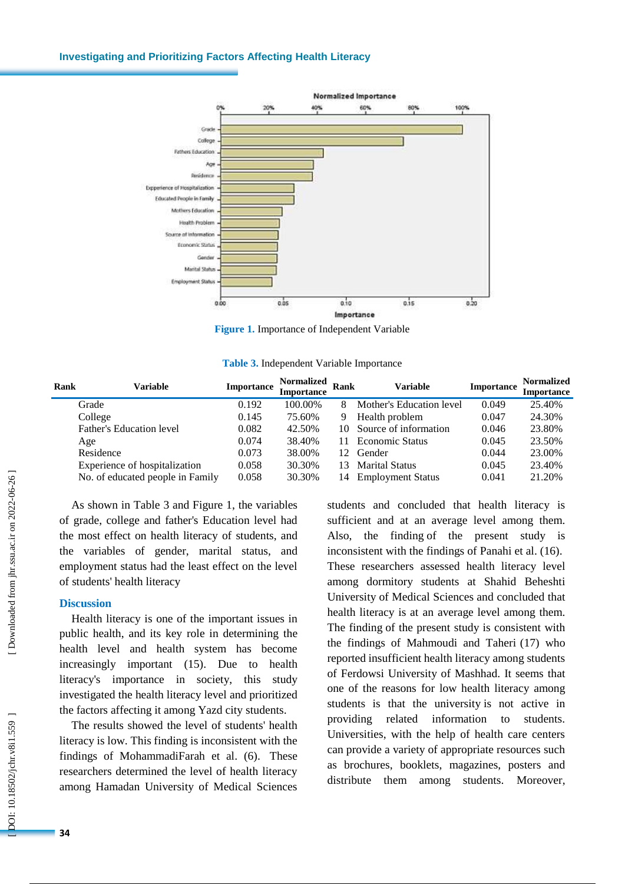Figure 1. Importance of Independent Variable

Table 3. Independent Variable Importance

| Rank | Variable | Importance | Normalized Importance | Rank | Variable | Importance | Normalized Importance |
|---|---|---|---|---|---|---|---|
| 1 | Grade | 0.192 | 100.00% | 8 | Mother's Education level | 0.049 | 25.40% |
| 2 | College | 0.145 | 75.60% | 9 | Health problem | 0.047 | 24.30% |
| 3 | Father's Education level | 0.082 | 42.50% | 10 | Source of information | 0.046 | 23.80% |
| 4 | Age | 0.074 | 38.40% | 11 | Economic Status | 0.045 | 23.50% |
| 5 | Residence | 0.073 | 38.00% | 12 | Gender | 0.044 | 23.00% |
| 6 | Experience of hospitalization | 0.058 | 30.30% | 13 | Marital Status | 0.045 | 23.40% |
| 7 | No. of educated people in Family | 0.058 | 30.30% | 14 | Employment Status | 0.041 | 21.20% |

As shown in Table 3 and Figure 1, the variables of grade, college and father's Education level had the most effect on health literacy of students, and the variables of gender, marital status, and employment status had the least effect on the level of students' health literacy

## Discussion

Health literacy is one of the important issues in public health, and its key role in determining the health level and health system has become increasingly important (15). Due to health literacy's importance in society, this study investigated the health literacy level and prioritized the factors affecting it among Yazd city students.

The results showed the level of students' health literacy is low. This finding is inconsistent with the findings of MohammadiFarah et al. (6). These researchers determined the level of health literacy among Hamadan University of Medical Sciences students and concluded that health literacy is sufficient and at an average level among them. Also, the finding of the present study is inconsistent with the findings of Panahi et al. (16). These researchers assessed health literacy level among dormitory students at Shahid Beheshti University of Medical Sciences and concluded that health literacy is at an average level among them. The finding of the present study is consistent with the findings of Mahmoudi and Taheri (17) who reported insufficient health literacy among students of Ferdowsi University of Mashhad. It seems that one of the reasons for low health literacy among students is that the university is not active in providing related information to students. Universities, with the help of health care centers can provide a variety of appropriate resources such as brochures, booklets, magazines, posters and distribute them among students. Moreover,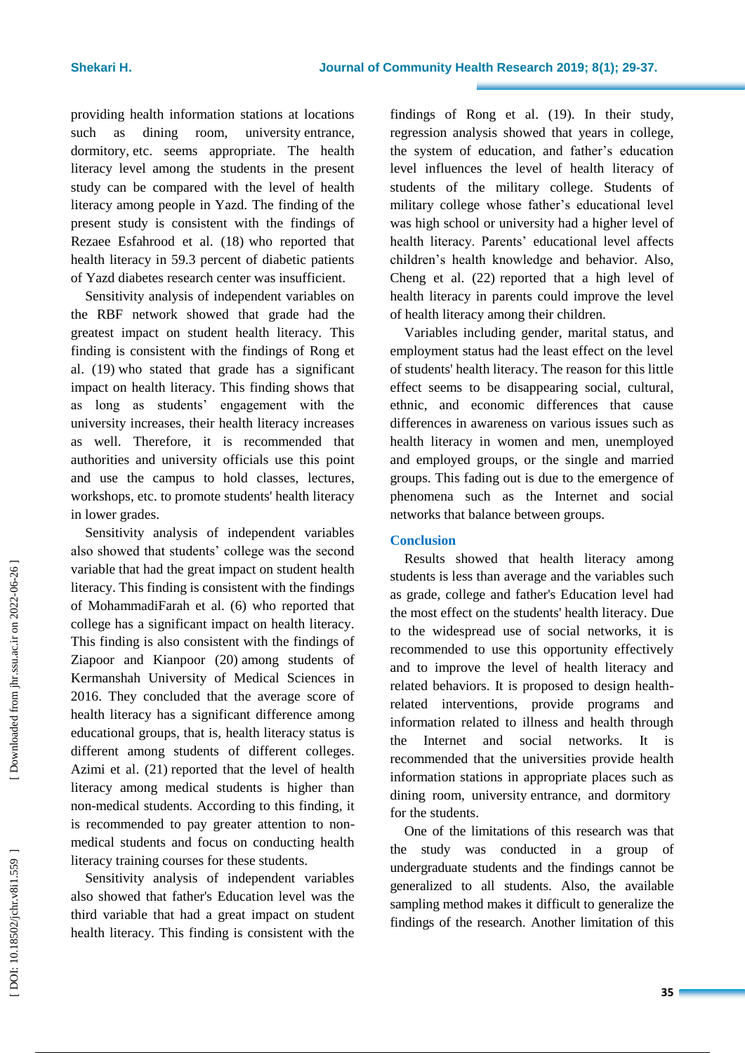providing health information stations at locations such as dining room, university entrance, dormitory, etc. seems appropriate. The health literacy level among the students in the present study can be compared with the level of health literacy among people in Yazd. The finding of the present study is consistent with the findings of Rezaee Esfahrood et al. (18) who reported that health literacy in 59.3 percent of diabetic patients of Yazd diabetes research center was insufficient.

Sensitivity analysis of independent variables on the RBF network showed that grade had the greatest impact on student health literacy. This finding is consistent with the findings of Rong et al. (19) who stated that grade has a significant impact on health literacy. This finding shows that as long as students' engagement with the university increases, their health literacy increases as well. Therefore, it is recommended that authorities and university officials use this point and use the campus to hold classes, lectures, workshops, etc. to promote students' health literacy in lower grades.

Sensitivity analysis of independent variables also showed that students' college was the second variable that had the great impact on student health literacy. This finding is consistent with the findings of MohammadiFarah et al. (6) who reported that college has a significant impact on health literacy. This finding is also consistent with the findings of Ziapoor and Kianpoor (20) among students of Kermanshah University of Medical Sciences in 2016. They concluded that the average score of health literacy has a significant difference among educational groups, that is, health literacy status is different among students of different colleges. Azimi et al. (21) reported that the level of health literacy among medical students is higher than non-medical students. According to this finding, it is recommended to pay greater attention to non-medical students and focus on conducting health literacy training courses for these students.

Sensitivity analysis of independent variables also showed that father's Education level was the third variable that had a great impact on student health literacy. This finding is consistent with the findings of Rong et al. (19). In their study, regression analysis showed that years in college, the system of education, and father's education level influences the level of health literacy of students of the military college. Students of military college whose father's educational level was high school or university had a higher level of health literacy. Parents' educational level affects children's health knowledge and behavior. Also, Cheng et al. (22) reported that a high level of health literacy in parents could improve the level of health literacy among their children.

Variables including gender, marital status, and employment status had the least effect on the level of students' health literacy. The reason for this little effect seems to be disappearing social, cultural, ethnic, and economic differences that cause differences in awareness on various issues such as health literacy in women and men, unemployed and employed groups, or the single and married groups. This fading out is due to the emergence of phenomena such as the Internet and social networks that balance between groups.

## Conclusion

Results showed that health literacy among students is less than average and the variables such as grade, college and father's Education level had the most effect on the students' health literacy. Due to the widespread use of social networks, it is recommended to use this opportunity effectively and to improve the level of health literacy and related behaviors. It is proposed to design health-related interventions, provide programs and information related to illness and health through the Internet and social networks. It is recommended that the universities provide health information stations in appropriate places such as dining room, university entrance, and dormitory for the students.

One of the limitations of this research was that the study was conducted in a group of undergraduate students and the findings cannot be generalized to all students. Also, the available sampling method makes it difficult to generalize the findings of the research. Another limitation of this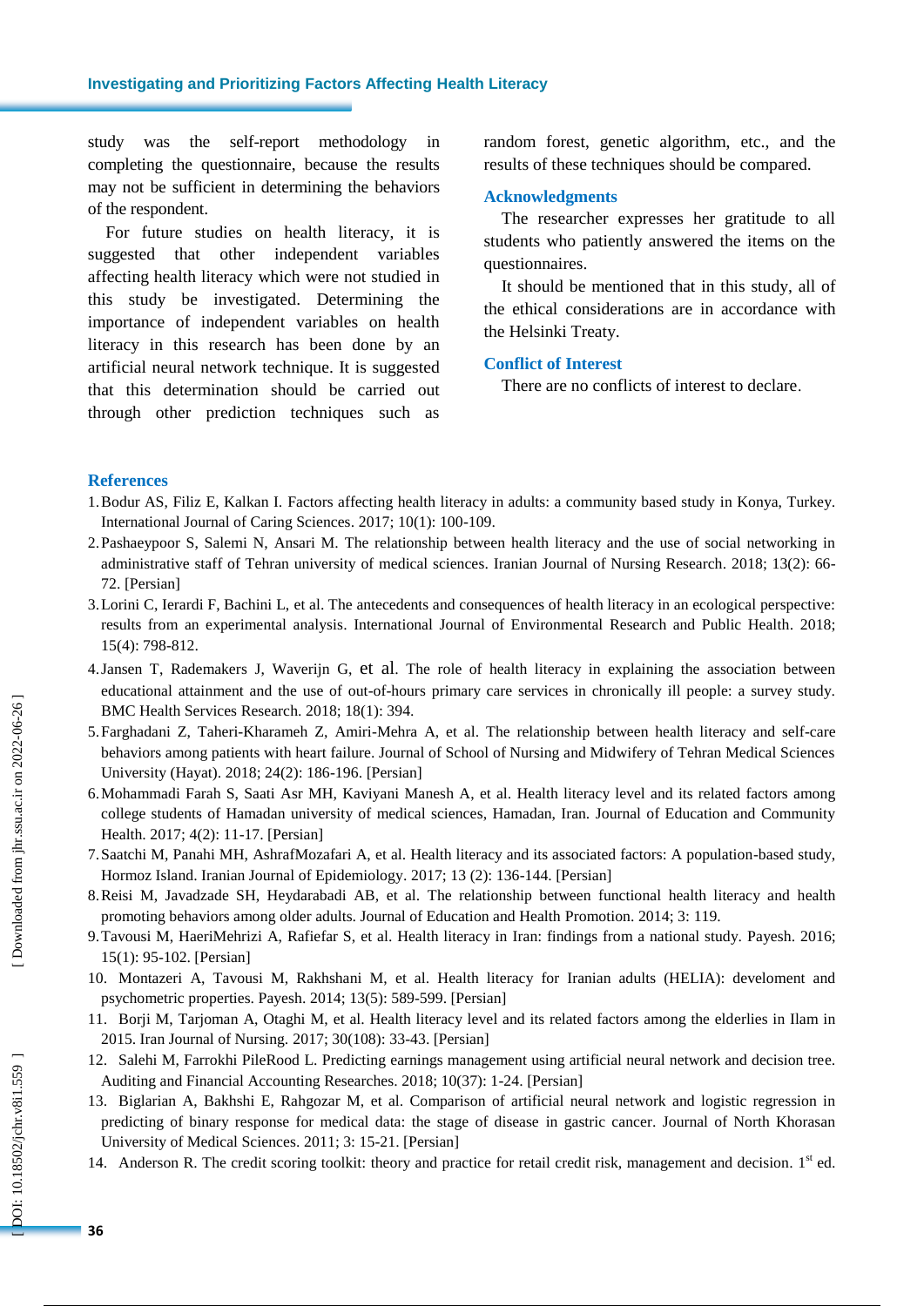study was the self-report methodology in completing the questionnaire, because the results may not be sufficient in determining the behaviors of the respondent.

For future studies on health literacy, it is suggested that other independent variables affecting health literacy which were not studied in this study be investigated. Determining the importance of independent variables on health literacy in this research has been done by an artificial neural network technique. It is suggested that this determination should be carried out through other prediction techniques such as random forest, genetic algorithm, etc., and the results of these techniques should be compared.

## Acknowledgments

The researcher expresses her gratitude to all students who patiently answered the items on the questionnaires.

It should be mentioned that in this study, all of the ethical considerations are in accordance with the Helsinki Treaty.

## Conflict of Interest

There are no conflicts of interest to declare.

## References

1. Bodur AS, Filiz E, Kalkan I. Factors affecting health literacy in adults: a community based study in Konya, Turkey. International Journal of Caring Sciences. 2017; 10(1): 100-109.
2. Pashaeypoor S, Salemi N, Ansari M. The relationship between health literacy and the use of social networking in administrative staff of Tehran university of medical sciences. Iranian Journal of Nursing Research. 2018; 13(2): 66-72. [Persian]
3. Lorini C, Ierardi F, Bachini L, et al. The antecedents and consequences of health literacy in an ecological perspective: results from an experimental analysis. International Journal of Environmental Research and Public Health. 2018; 15(4): 798-812.
4. Jansen T, Rademakers J, Waverijn G, et al. The role of health literacy in explaining the association between educational attainment and the use of out-of-hours primary care services in chronically ill people: a survey study. BMC Health Services Research. 2018; 18(1): 394.
5. Farghadani Z, Taheri-Kharameh Z, Amiri-Mehra A, et al. The relationship between health literacy and self-care behaviors among patients with heart failure. Journal of School of Nursing and Midwifery of Tehran Medical Sciences University (Hayat). 2018; 24(2): 186-196. [Persian]
6. Mohammadi Farah S, Saati Asr MH, Kaviyani Manesh A, et al. Health literacy level and its related factors among college students of Hamadan university of medical sciences, Hamadan, Iran. Journal of Education and Community Health. 2017; 4(2): 11-17. [Persian]
7. Saatchi M, Panahi MH, AshrafMozafari A, et al. Health literacy and its associated factors: A population-based study, Hormoz Island. Iranian Journal of Epidemiology. 2017; 13 (2): 136-144. [Persian]
8. Reisi M, Javadzade SH, Heydarabadi AB, et al. The relationship between functional health literacy and health promoting behaviors among older adults. Journal of Education and Health Promotion. 2014; 3: 119.
9. Tavousi M, HaeriMehrizi A, Rafiefar S, et al. Health literacy in Iran: findings from a national study. Payesh. 2016; 15(1): 95-102. [Persian]
10. Montazeri A, Tavousi M, Rakhshani M, et al. Health literacy for Iranian adults (HELIA): develoment and psychometric properties. Payesh. 2014; 13(5): 589-599. [Persian]
11. Borji M, Tarjoman A, Otaghi M, et al. Health literacy level and its related factors among the elderlies in Ilam in 2015. Iran Journal of Nursing. 2017; 30(108): 33-43. [Persian]
12. Salehi M, Farrokhi PileRood L. Predicting earnings management using artificial neural network and decision tree. Auditing and Financial Accounting Researches. 2018; 10(37): 1-24. [Persian]
13. Biglarian A, Bakhshi E, Rahgozar M, et al. Comparison of artificial neural network and logistic regression in predicting of binary response for medical data: the stage of disease in gastric cancer. Journal of North Khorasan University of Medical Sciences. 2011; 3: 15-21. [Persian]
14. Anderson R. The credit scoring toolkit: theory and practice for retail credit risk, management and decision. 1st ed.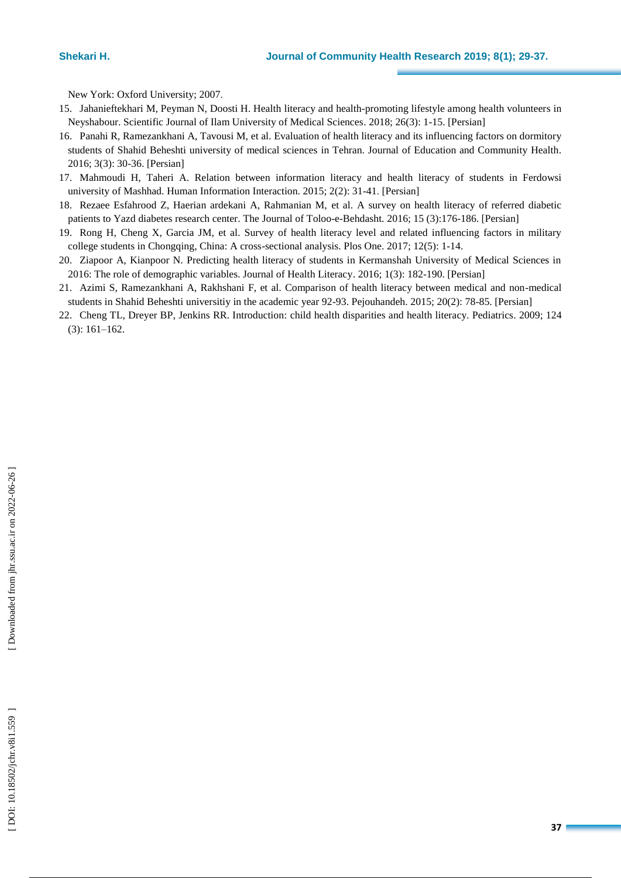New York: Oxford University; 2007.

15. Jahanieftekhari M, Peyman N, Doosti H. Health literacy and health-promoting lifestyle among health volunteers in Neyshabour. Scientific Journal of Ilam University of Medical Sciences. 2018; 26(3): 1-15. [Persian]
16. Panahi R, Ramezankhani A, Tavousi M, et al. Evaluation of health literacy and its influencing factors on dormitory students of Shahid Beheshti university of medical sciences in Tehran. Journal of Education and Community Health. 2016; 3(3): 30-36. [Persian]
17. Mahmoudi H, Taheri A. Relation between information literacy and health literacy of students in Ferdowsi university of Mashhad. Human Information Interaction. 2015; 2(2): 31-41. [Persian]
18. Rezaee Esfahrood Z, Haerian ardekani A, Rahmanian M, et al. A survey on health literacy of referred diabetic patients to Yazd diabetes research center. The Journal of Toloo-e-Behdasht. 2016; 15 (3):176-186. [Persian]
19. Rong H, Cheng X, Garcia JM, et al. Survey of health literacy level and related influencing factors in military college students in Chongqing, China: A cross-sectional analysis. Plos One. 2017; 12(5): 1-14.
20. Ziapoor A, Kianpoor N. Predicting health literacy of students in Kermanshah University of Medical Sciences in 2016: The role of demographic variables. Journal of Health Literacy. 2016; 1(3): 182-190. [Persian]
21. Azimi S, Ramezankhani A, Rakhshani F, et al. Comparison of health literacy between medical and non-medical students in Shahid Beheshti universitiy in the academic year 92-93. Pejouhandeh. 2015; 20(2): 78-85. [Persian]
22. Cheng TL, Dreyer BP, Jenkins RR. Introduction: child health disparities and health literacy. Pediatrics. 2009; 124 (3): 161–162.